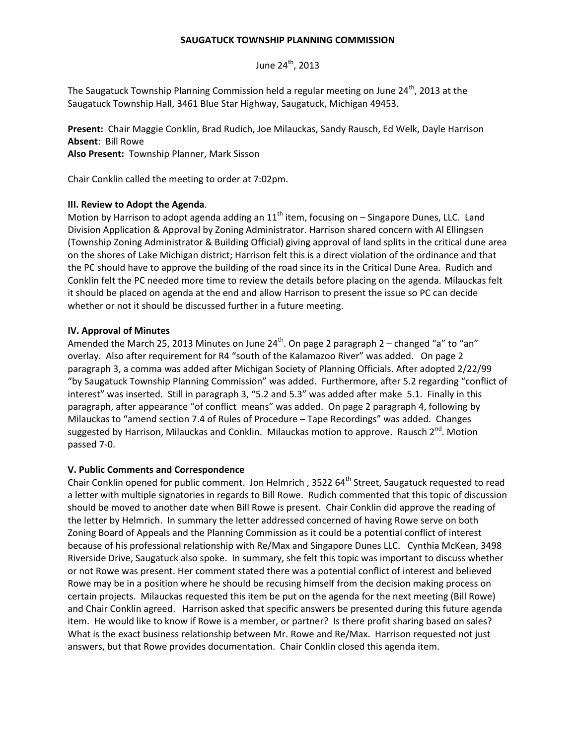# SAUGATUCK TOWNSHIP PLANNING COMMISSION

June 24th, 2013

The Saugatuck Township Planning Commission held a regular meeting on June 24th, 2013 at the Saugatuck Township Hall, 3461 Blue Star Highway, Saugatuck, Michigan 49453.

**Present:** Chair Maggie Conklin, Brad Rudich, Joe Milauckas, Sandy Rausch, Ed Welk, Dayle Harrison
**Absent**: Bill Rowe
**Also Present:** Township Planner, Mark Sisson

Chair Conklin called the meeting to order at 7:02pm.

**III. Review to Adopt the Agenda**.

Motion by Harrison to adopt agenda adding an 11th item, focusing on – Singapore Dunes, LLC. Land Division Application & Approval by Zoning Administrator. Harrison shared concern with Al Ellingsen (Township Zoning Administrator & Building Official) giving approval of land splits in the critical dune area on the shores of Lake Michigan district; Harrison felt this is a direct violation of the ordinance and that the PC should have to approve the building of the road since its in the Critical Dune Area. Rudich and Conklin felt the PC needed more time to review the details before placing on the agenda. Milauckas felt it should be placed on agenda at the end and allow Harrison to present the issue so PC can decide whether or not it should be discussed further in a future meeting.

**IV. Approval of Minutes**

Amended the March 25, 2013 Minutes on June 24th. On page 2 paragraph 2 – changed "a" to "an" overlay. Also after requirement for R4 "south of the Kalamazoo River" was added. On page 2 paragraph 3, a comma was added after Michigan Society of Planning Officials. After adopted 2/22/99 "by Saugatuck Township Planning Commission" was added. Furthermore, after 5.2 regarding "conflict of interest" was inserted. Still in paragraph 3, "5.2 and 5.3" was added after make 5.1. Finally in this paragraph, after appearance "of conflict means" was added. On page 2 paragraph 4, following by Milauckas to "amend section 7.4 of Rules of Procedure – Tape Recordings" was added. Changes suggested by Harrison, Milauckas and Conklin. Milauckas motion to approve. Rausch 2nd. Motion passed 7-0.

**V. Public Comments and Correspondence**

Chair Conklin opened for public comment. Jon Helmrich , 3522 64th Street, Saugatuck requested to read a letter with multiple signatories in regards to Bill Rowe. Rudich commented that this topic of discussion should be moved to another date when Bill Rowe is present. Chair Conklin did approve the reading of the letter by Helmrich. In summary the letter addressed concerned of having Rowe serve on both Zoning Board of Appeals and the Planning Commission as it could be a potential conflict of interest because of his professional relationship with Re/Max and Singapore Dunes LLC. Cynthia McKean, 3498 Riverside Drive, Saugatuck also spoke. In summary, she felt this topic was important to discuss whether or not Rowe was present. Her comment stated there was a potential conflict of interest and believed Rowe may be in a position where he should be recusing himself from the decision making process on certain projects. Milauckas requested this item be put on the agenda for the next meeting (Bill Rowe) and Chair Conklin agreed. Harrison asked that specific answers be presented during this future agenda item. He would like to know if Rowe is a member, or partner? Is there profit sharing based on sales? What is the exact business relationship between Mr. Rowe and Re/Max. Harrison requested not just answers, but that Rowe provides documentation. Chair Conklin closed this agenda item.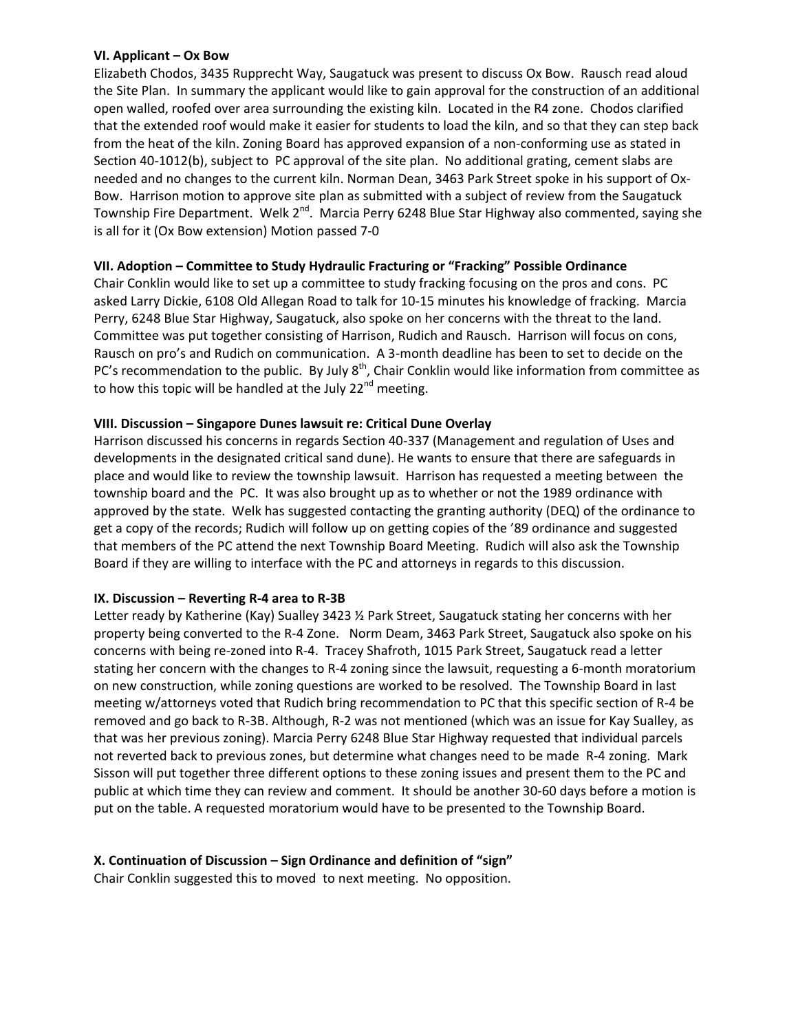**VI. Applicant – Ox Bow**

Elizabeth Chodos, 3435 Rupprecht Way, Saugatuck was present to discuss Ox Bow. Rausch read aloud the Site Plan. In summary the applicant would like to gain approval for the construction of an additional open walled, roofed over area surrounding the existing kiln. Located in the R4 zone. Chodos clarified that the extended roof would make it easier for students to load the kiln, and so that they can step back from the heat of the kiln. Zoning Board has approved expansion of a non-conforming use as stated in Section 40-1012(b), subject to PC approval of the site plan. No additional grating, cement slabs are needed and no changes to the current kiln. Norman Dean, 3463 Park Street spoke in his support of Ox-Bow. Harrison motion to approve site plan as submitted with a subject of review from the Saugatuck Township Fire Department. Welk 2nd. Marcia Perry 6248 Blue Star Highway also commented, saying she is all for it (Ox Bow extension) Motion passed 7-0

**VII. Adoption – Committee to Study Hydraulic Fracturing or "Fracking" Possible Ordinance**

Chair Conklin would like to set up a committee to study fracking focusing on the pros and cons. PC asked Larry Dickie, 6108 Old Allegan Road to talk for 10-15 minutes his knowledge of fracking. Marcia Perry, 6248 Blue Star Highway, Saugatuck, also spoke on her concerns with the threat to the land. Committee was put together consisting of Harrison, Rudich and Rausch. Harrison will focus on cons, Rausch on pro's and Rudich on communication. A 3-month deadline has been to set to decide on the PC's recommendation to the public. By July 8th, Chair Conklin would like information from committee as to how this topic will be handled at the July 22nd meeting.

**VIII. Discussion – Singapore Dunes lawsuit re: Critical Dune Overlay**

Harrison discussed his concerns in regards Section 40-337 (Management and regulation of Uses and developments in the designated critical sand dune). He wants to ensure that there are safeguards in place and would like to review the township lawsuit. Harrison has requested a meeting between the township board and the PC. It was also brought up as to whether or not the 1989 ordinance with approved by the state. Welk has suggested contacting the granting authority (DEQ) of the ordinance to get a copy of the records; Rudich will follow up on getting copies of the '89 ordinance and suggested that members of the PC attend the next Township Board Meeting. Rudich will also ask the Township Board if they are willing to interface with the PC and attorneys in regards to this discussion.

**IX. Discussion – Reverting R-4 area to R-3B**

Letter ready by Katherine (Kay) Sualley 3423 ½ Park Street, Saugatuck stating her concerns with her property being converted to the R-4 Zone. Norm Deam, 3463 Park Street, Saugatuck also spoke on his concerns with being re-zoned into R-4. Tracey Shafroth, 1015 Park Street, Saugatuck read a letter stating her concern with the changes to R-4 zoning since the lawsuit, requesting a 6-month moratorium on new construction, while zoning questions are worked to be resolved. The Township Board in last meeting w/attorneys voted that Rudich bring recommendation to PC that this specific section of R-4 be removed and go back to R-3B. Although, R-2 was not mentioned (which was an issue for Kay Sualley, as that was her previous zoning). Marcia Perry 6248 Blue Star Highway requested that individual parcels not reverted back to previous zones, but determine what changes need to be made R-4 zoning. Mark Sisson will put together three different options to these zoning issues and present them to the PC and public at which time they can review and comment. It should be another 30-60 days before a motion is put on the table. A requested moratorium would have to be presented to the Township Board.

**X. Continuation of Discussion – Sign Ordinance and definition of "sign"**

Chair Conklin suggested this to moved to next meeting. No opposition.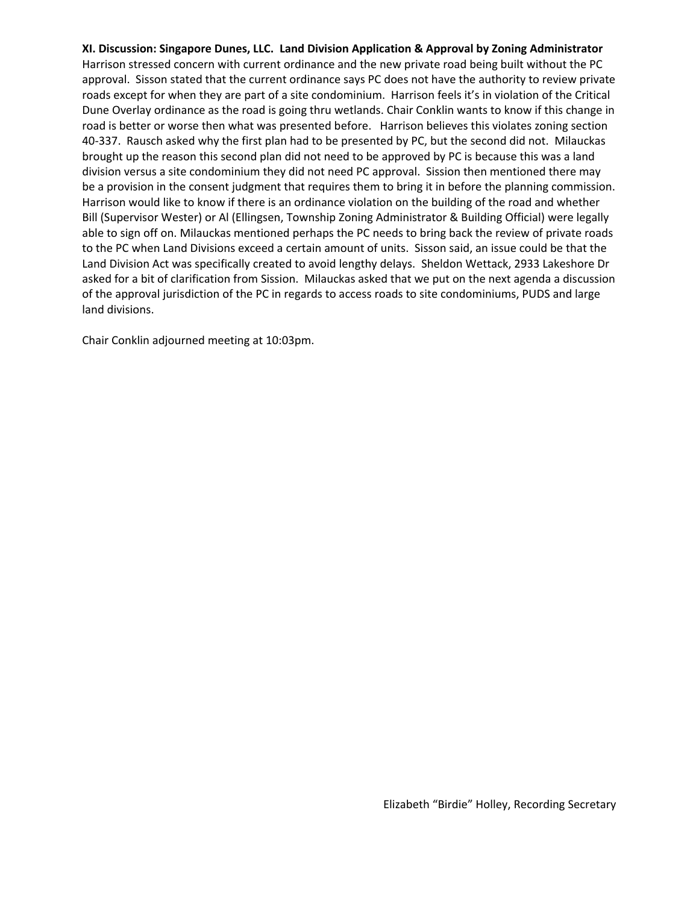**XI. Discussion: Singapore Dunes, LLC. Land Division Application & Approval by Zoning Administrator**
Harrison stressed concern with current ordinance and the new private road being built without the PC approval. Sisson stated that the current ordinance says PC does not have the authority to review private roads except for when they are part of a site condominium. Harrison feels it's in violation of the Critical Dune Overlay ordinance as the road is going thru wetlands. Chair Conklin wants to know if this change in road is better or worse then what was presented before. Harrison believes this violates zoning section 40-337. Rausch asked why the first plan had to be presented by PC, but the second did not. Milauckas brought up the reason this second plan did not need to be approved by PC is because this was a land division versus a site condominium they did not need PC approval. Sission then mentioned there may be a provision in the consent judgment that requires them to bring it in before the planning commission. Harrison would like to know if there is an ordinance violation on the building of the road and whether Bill (Supervisor Wester) or Al (Ellingsen, Township Zoning Administrator & Building Official) were legally able to sign off on. Milauckas mentioned perhaps the PC needs to bring back the review of private roads to the PC when Land Divisions exceed a certain amount of units. Sisson said, an issue could be that the Land Division Act was specifically created to avoid lengthy delays. Sheldon Wettack, 2933 Lakeshore Dr asked for a bit of clarification from Sission. Milauckas asked that we put on the next agenda a discussion of the approval jurisdiction of the PC in regards to access roads to site condominiums, PUDS and large land divisions.

Chair Conklin adjourned meeting at 10:03pm.

Elizabeth "Birdie" Holley, Recording Secretary